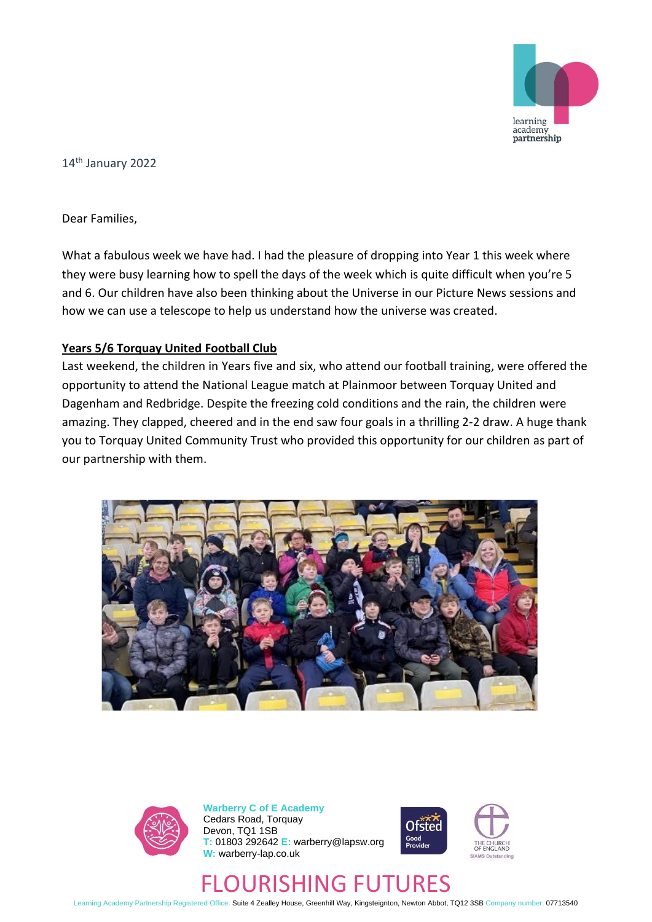14th January 2022

Dear Families,

What a fabulous week we have had. I had the pleasure of dropping into Year 1 this week where they were busy learning how to spell the days of the week which is quite difficult when you're 5 and 6. Our children have also been thinking about the Universe in our Picture News sessions and how we can use a telescope to help us understand how the universe was created.

**Years 5/6 Torquay United Football Club**

Last weekend, the children in Years five and six, who attend our football training, were offered the opportunity to attend the National League match at Plainmoor between Torquay United and Dagenham and Redbridge. Despite the freezing cold conditions and the rain, the children were amazing. They clapped, cheered and in the end saw four goals in a thrilling 2-2 draw. A huge thank you to Torquay United Community Trust who provided this opportunity for our children as part of our partnership with them.

**Warberry C of E Academy**
Cedars Road, Torquay
Devon, TQ1 1SB
T: 01803 292642 E: warberry@lapsw.org
W: warberry-lap.co.uk

FLOURISHING FUTURES

Learning Academy Partnership Registered Office: Suite 4 Zealley House, Greenhill Way, Kingsteignton, Newton Abbot, TQ12 3SB Company number: 07713540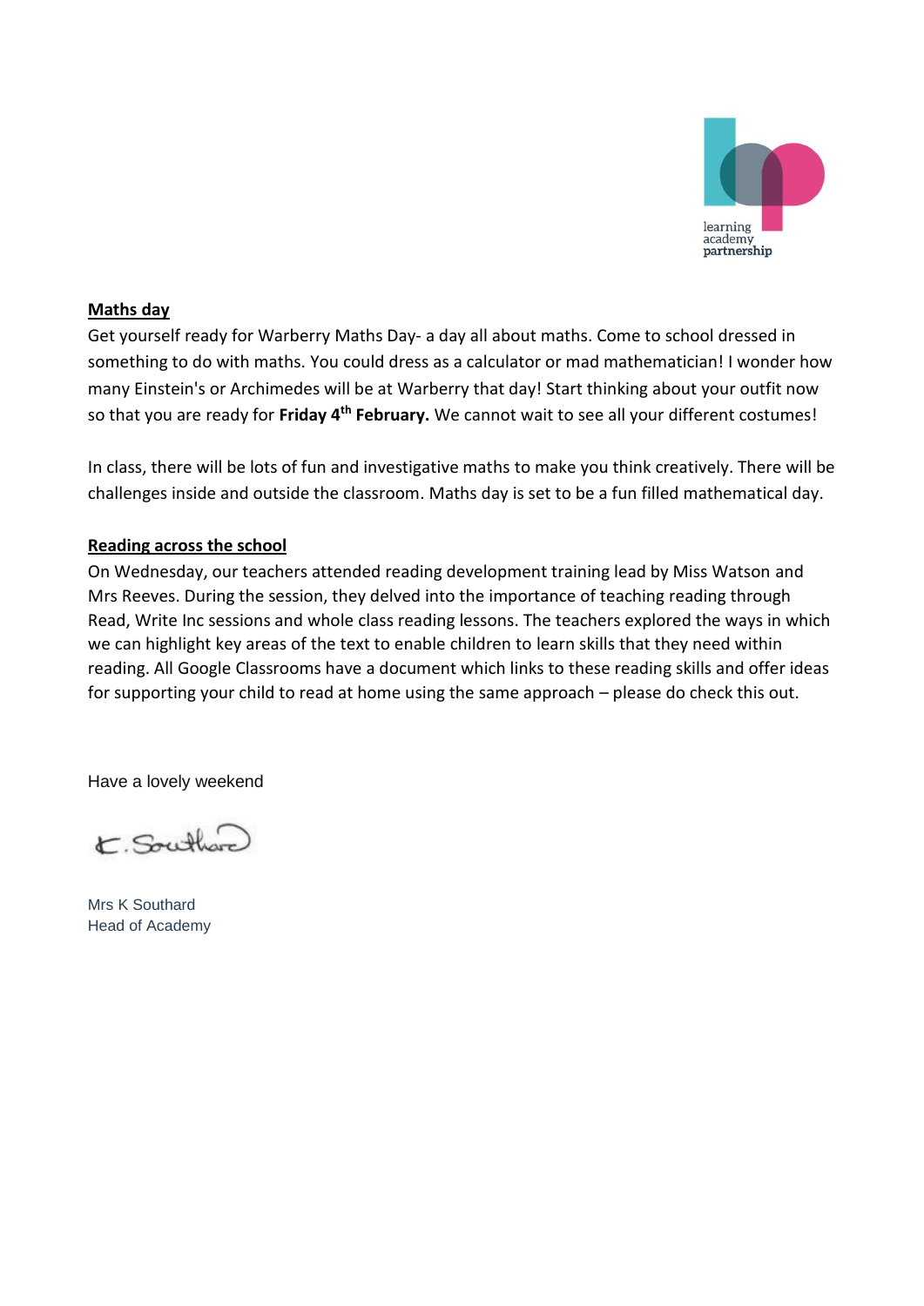learning academy partnership

**Maths day**

Get yourself ready for Warberry Maths Day- a day all about maths. Come to school dressed in something to do with maths. You could dress as a calculator or mad mathematician! I wonder how many Einstein's or Archimedes will be at Warberry that day! Start thinking about your outfit now so that you are ready for **Friday 4th February.** We cannot wait to see all your different costumes!

In class, there will be lots of fun and investigative maths to make you think creatively. There will be challenges inside and outside the classroom. Maths day is set to be a fun filled mathematical day.

**Reading across the school**

On Wednesday, our teachers attended reading development training lead by Miss Watson and Mrs Reeves. During the session, they delved into the importance of teaching reading through Read, Write Inc sessions and whole class reading lessons. The teachers explored the ways in which we can highlight key areas of the text to enable children to learn skills that they need within reading. All Google Classrooms have a document which links to these reading skills and offer ideas for supporting your child to read at home using the same approach – please do check this out.

Have a lovely weekend

K. Southard

Mrs K Southard
Head of Academy